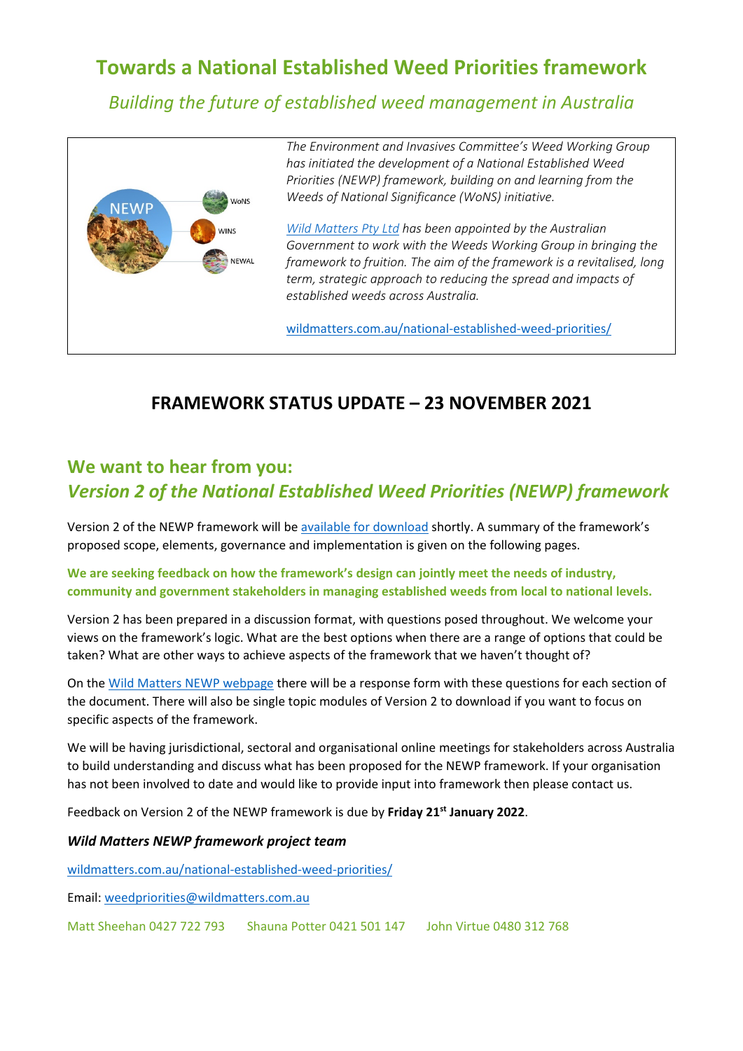# Towards a National Established Weed Priorities framework

*Building the future of established weed management in Australia*

NEWP

WoNS

WINS

NEWAL

*The Environment and Invasives Committee's Weed Working Group has initiated the development of a National Established Weed Priorities (NEWP) framework, building on and learning from the Weeds of National Significance (WoNS) initiative.*

*[Wild Matters Pty Ltd](#) has been appointed by the Australian Government to work with the Weeds Working Group in bringing the framework to fruition. The aim of the framework is a revitalised, long term, strategic approach to reducing the spread and impacts of established weeds across Australia.*

[wildmatters.com.au/national-established-weed-priorities/](wildmatters.com.au/national-established-weed-priorities/)

## FRAMEWORK STATUS UPDATE – 23 NOVEMBER 2021

## We want to hear from you:
## *Version 2 of the National Established Weed Priorities (NEWP) framework*

Version 2 of the NEWP framework will be [available for download](#) shortly. A summary of the framework's proposed scope, elements, governance and implementation is given on the following pages.

**We are seeking feedback on how the framework's design can jointly meet the needs of industry, community and government stakeholders in managing established weeds from local to national levels.**

Version 2 has been prepared in a discussion format, with questions posed throughout. We welcome your views on the framework's logic. What are the best options when there are a range of options that could be taken? What are other ways to achieve aspects of the framework that we haven't thought of?

On the [Wild Matters NEWP webpage](#) there will be a response form with these questions for each section of the document. There will also be single topic modules of Version 2 to download if you want to focus on specific aspects of the framework.

We will be having jurisdictional, sectoral and organisational online meetings for stakeholders across Australia to build understanding and discuss what has been proposed for the NEWP framework. If your organisation has not been involved to date and would like to provide input into framework then please contact us.

Feedback on Version 2 of the NEWP framework is due by **Friday 21st January 2022**.

***Wild Matters NEWP framework project team***

[wildmatters.com.au/national-established-weed-priorities/](wildmatters.com.au/national-established-weed-priorities/)

Email: [weedpriorities@wildmatters.com.au](mailto:weedpriorities@wildmatters.com.au)

Matt Sheehan 0427 722 793    Shauna Potter 0421 501 147    John Virtue 0480 312 768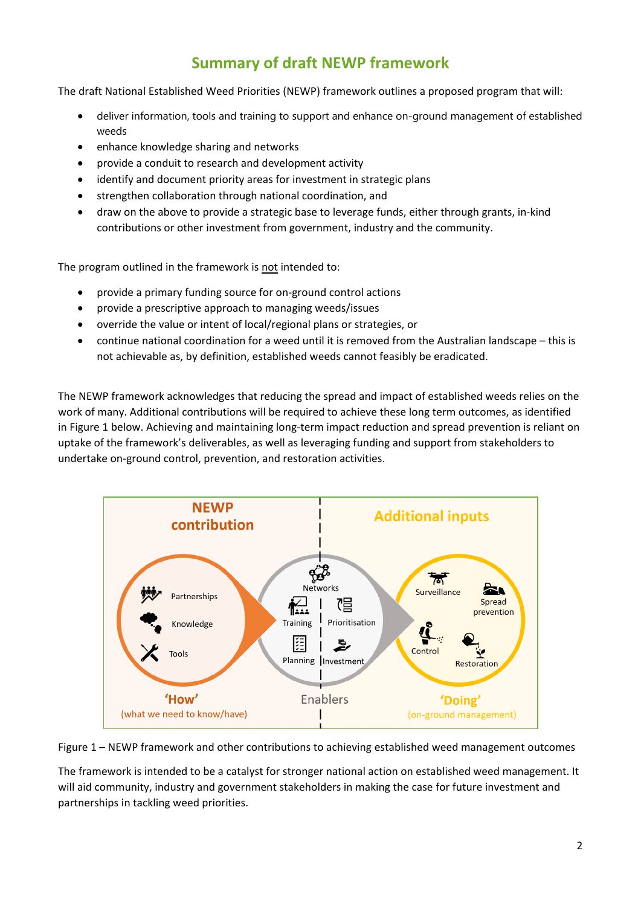# Summary of draft NEWP framework

The draft National Established Weed Priorities (NEWP) framework outlines a proposed program that will:

- deliver information, tools and training to support and enhance on-ground management of established weeds
- enhance knowledge sharing and networks
- provide a conduit to research and development activity
- identify and document priority areas for investment in strategic plans
- strengthen collaboration through national coordination, and
- draw on the above to provide a strategic base to leverage funds, either through grants, in-kind contributions or other investment from government, industry and the community.

The program outlined in the framework is not intended to:

- provide a primary funding source for on-ground control actions
- provide a prescriptive approach to managing weeds/issues
- override the value or intent of local/regional plans or strategies, or
- continue national coordination for a weed until it is removed from the Australian landscape – this is not achievable as, by definition, established weeds cannot feasibly be eradicated.

The NEWP framework acknowledges that reducing the spread and impact of established weeds relies on the work of many. Additional contributions will be required to achieve these long term outcomes, as identified in Figure 1 below. Achieving and maintaining long-term impact reduction and spread prevention is reliant on uptake of the framework's deliverables, as well as leveraging funding and support from stakeholders to undertake on-ground control, prevention, and restoration activities.

Figure 1 – NEWP framework and other contributions to achieving established weed management outcomes

The framework is intended to be a catalyst for stronger national action on established weed management. It will aid community, industry and government stakeholders in making the case for future investment and partnerships in tackling weed priorities.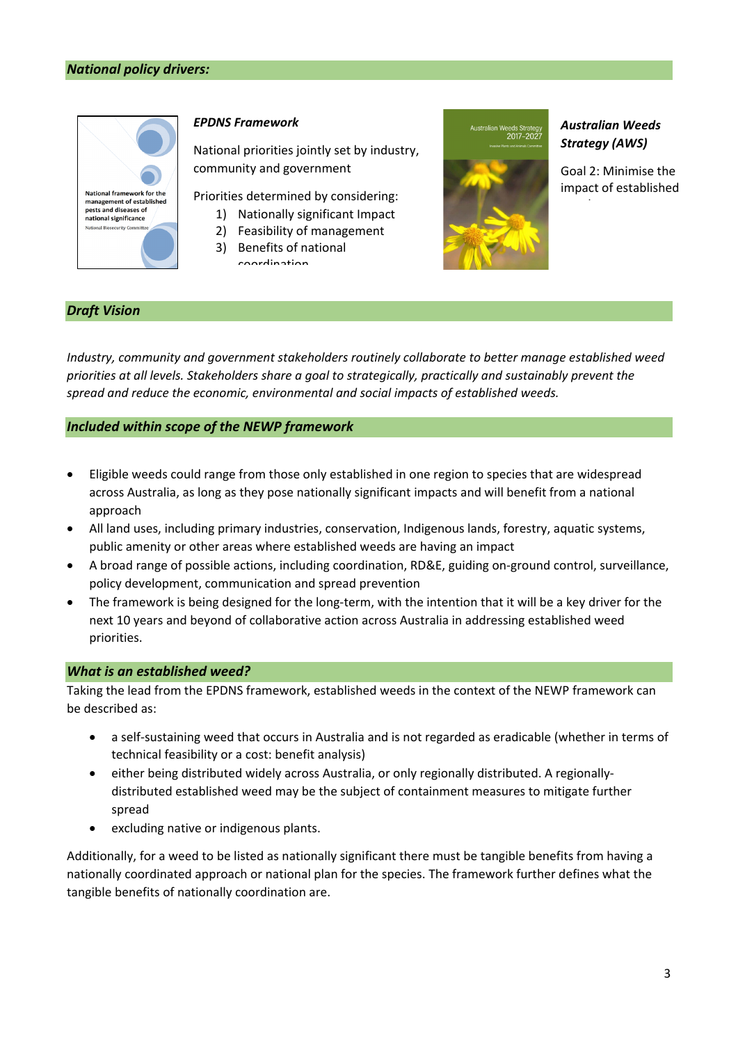## *National policy drivers:*

### *EPDNS Framework*

National priorities jointly set by industry, community and government

Priorities determined by considering:

1) Nationally significant Impact
2) Feasibility of management
3) Benefits of national coordination

### *Australian Weeds Strategy (AWS)*

Goal 2: Minimise the impact of established

## *Draft Vision*

*Industry, community and government stakeholders routinely collaborate to better manage established weed priorities at all levels. Stakeholders share a goal to strategically, practically and sustainably prevent the spread and reduce the economic, environmental and social impacts of established weeds.*

## *Included within scope of the NEWP framework*

- Eligible weeds could range from those only established in one region to species that are widespread across Australia, as long as they pose nationally significant impacts and will benefit from a national approach
- All land uses, including primary industries, conservation, Indigenous lands, forestry, aquatic systems, public amenity or other areas where established weeds are having an impact
- A broad range of possible actions, including coordination, RD&E, guiding on-ground control, surveillance, policy development, communication and spread prevention
- The framework is being designed for the long-term, with the intention that it will be a key driver for the next 10 years and beyond of collaborative action across Australia in addressing established weed priorities.

## *What is an established weed?*

Taking the lead from the EPDNS framework, established weeds in the context of the NEWP framework can be described as:

- a self-sustaining weed that occurs in Australia and is not regarded as eradicable (whether in terms of technical feasibility or a cost: benefit analysis)
- either being distributed widely across Australia, or only regionally distributed. A regionally-distributed established weed may be the subject of containment measures to mitigate further spread
- excluding native or indigenous plants.

Additionally, for a weed to be listed as nationally significant there must be tangible benefits from having a nationally coordinated approach or national plan for the species. The framework further defines what the tangible benefits of nationally coordination are.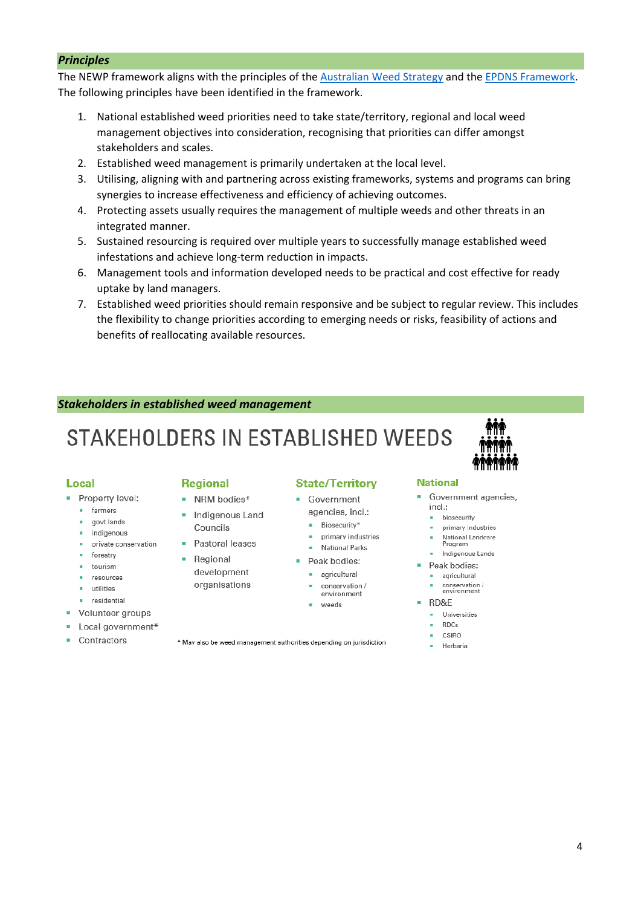### *Principles*

The NEWP framework aligns with the principles of the [Australian Weed Strategy]() and the [EPDNS Framework](). The following principles have been identified in the framework.

1. National established weed priorities need to take state/territory, regional and local weed management objectives into consideration, recognising that priorities can differ amongst stakeholders and scales.
2. Established weed management is primarily undertaken at the local level.
3. Utilising, aligning with and partnering across existing frameworks, systems and programs can bring synergies to increase effectiveness and efficiency of achieving outcomes.
4. Protecting assets usually requires the management of multiple weeds and other threats in an integrated manner.
5. Sustained resourcing is required over multiple years to successfully manage established weed infestations and achieve long-term reduction in impacts.
6. Management tools and information developed needs to be practical and cost effective for ready uptake by land managers.
7. Established weed priorities should remain responsive and be subject to regular review. This includes the flexibility to change priorities according to emerging needs or risks, feasibility of actions and benefits of reallocating available resources.

### *Stakeholders in established weed management*

## STAKEHOLDERS IN ESTABLISHED WEEDS

**Local**

- Property level:
  - farmers
  - govt lands
  - indigenous
  - private conservation
  - forestry
  - tourism
  - resources
  - utilities
  - residential
- Volunteer groups
- Local government*
- Contractors

**Regional**

- NRM bodies*
- Indigenous Land Councils
- Pastoral leases
- Regional development organisations

**State/Territory**

- Government agencies, incl.:
  - Biosecurity*
  - primary industries
  - National Parks
- Peak bodies:
  - agricultural
  - conservation / environment
  - weeds

**National**

- Government agencies, incl.:
  - biosecurity
  - primary industries
  - National Landcare Program
  - Indigenous Lands
- Peak bodies:
  - agricultural
  - conservation / environment
- RD&E
  - Universities
  - RDCs
  - CSIRO
  - Herbaria

\* May also be weed management authorities depending on jurisdiction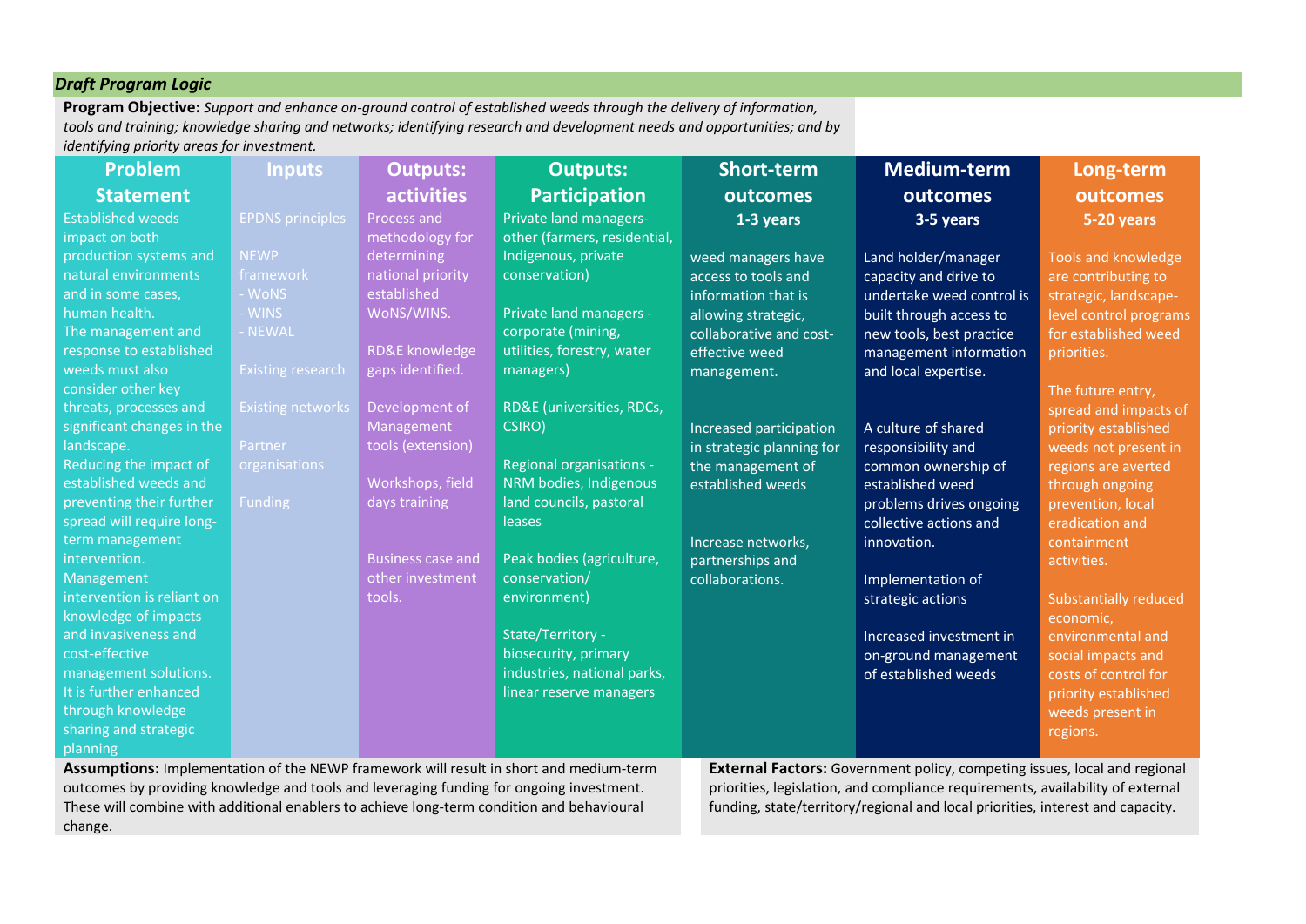*Draft Program Logic*

**Program Objective:** *Support and enhance on-ground control of established weeds through the delivery of information, tools and training; knowledge sharing and networks; identifying research and development needs and opportunities; and by identifying priority areas for investment.*

| Problem Statement | Inputs | Outputs: activities | Outputs: Participation | Short-term outcomes 1-3 years | Medium-term outcomes 3-5 years | Long-term outcomes 5-20 years |
|---|---|---|---|---|---|---|
| Established weeds impact on both production systems and natural environments and in some cases, human health.<br>The management and response to established weeds must also consider other key threats, processes and significant changes in the landscape.<br>Reducing the impact of established weeds and preventing their further spread will require long-term management intervention.<br>Management intervention is reliant on knowledge of impacts and invasiveness and cost-effective management solutions.<br>It is further enhanced through knowledge sharing and strategic planning | EPDNS principles<br><br>NEWP framework<br>- WoNS<br>- WINS<br>- NEWAL<br><br>Existing research<br><br>Existing networks<br><br>Partner organisations<br><br>Funding | Process and methodology for determining national priority established WoNS/WINS.<br><br>RD&E knowledge gaps identified.<br><br>Development of Management tools (extension)<br><br>Workshops, field days training<br><br>Business case and other investment tools. | Private land managers- other (farmers, residential, Indigenous, private conservation)<br><br>Private land managers - corporate (mining, utilities, forestry, water managers)<br><br>RD&E (universities, RDCs, CSIRO)<br><br>Regional organisations - NRM bodies, Indigenous land councils, pastoral leases<br><br>Peak bodies (agriculture, conservation/ environment)<br><br>State/Territory - biosecurity, primary industries, national parks, linear reserve managers | weed managers have access to tools and information that is allowing strategic, collaborative and cost-effective weed management.<br><br>Increased participation in strategic planning for the management of established weeds<br><br>Increase networks, partnerships and collaborations. | Land holder/manager capacity and drive to undertake weed control is built through access to new tools, best practice management information and local expertise.<br><br>A culture of shared responsibility and common ownership of established weed problems drives ongoing collective actions and innovation.<br><br>Implementation of strategic actions<br><br>Increased investment in on-ground management of established weeds | Tools and knowledge are contributing to strategic, landscape-level control programs for established weed priorities.<br><br>The future entry, spread and impacts of priority established weeds not present in regions are averted through ongoing prevention, local eradication and containment activities.<br><br>Substantially reduced economic, environmental and social impacts and costs of control for priority established weeds present in regions. |

**Assumptions:** Implementation of the NEWP framework will result in short and medium-term outcomes by providing knowledge and tools and leveraging funding for ongoing investment. These will combine with additional enablers to achieve long-term condition and behavioural change.

**External Factors:** Government policy, competing issues, local and regional priorities, legislation, and compliance requirements, availability of external funding, state/territory/regional and local priorities, interest and capacity.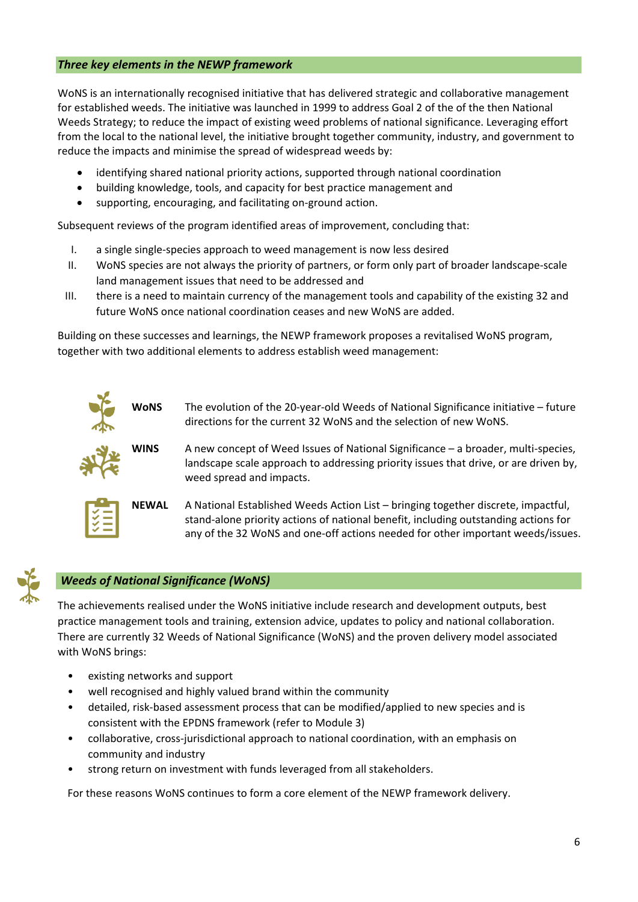### *Three key elements in the NEWP framework*

WoNS is an internationally recognised initiative that has delivered strategic and collaborative management for established weeds. The initiative was launched in 1999 to address Goal 2 of the of the then National Weeds Strategy; to reduce the impact of existing weed problems of national significance. Leveraging effort from the local to the national level, the initiative brought together community, industry, and government to reduce the impacts and minimise the spread of widespread weeds by:

- identifying shared national priority actions, supported through national coordination
- building knowledge, tools, and capacity for best practice management and
- supporting, encouraging, and facilitating on-ground action.

Subsequent reviews of the program identified areas of improvement, concluding that:

I. a single single-species approach to weed management is now less desired
II. WoNS species are not always the priority of partners, or form only part of broader landscape-scale land management issues that need to be addressed and
III. there is a need to maintain currency of the management tools and capability of the existing 32 and future WoNS once national coordination ceases and new WoNS are added.

Building on these successes and learnings, the NEWP framework proposes a revitalised WoNS program, together with two additional elements to address establish weed management:

| | |
|---|---|
| **WoNS** | The evolution of the 20-year-old Weeds of National Significance initiative – future directions for the current 32 WoNS and the selection of new WoNS. |
| **WINS** | A new concept of Weed Issues of National Significance – a broader, multi-species, landscape scale approach to addressing priority issues that drive, or are driven by, weed spread and impacts. |
| **NEWAL** | A National Established Weeds Action List – bringing together discrete, impactful, stand-alone priority actions of national benefit, including outstanding actions for any of the 32 WoNS and one-off actions needed for other important weeds/issues. |

### *Weeds of National Significance (WoNS)*

The achievements realised under the WoNS initiative include research and development outputs, best practice management tools and training, extension advice, updates to policy and national collaboration. There are currently 32 Weeds of National Significance (WoNS) and the proven delivery model associated with WoNS brings:

- existing networks and support
- well recognised and highly valued brand within the community
- detailed, risk-based assessment process that can be modified/applied to new species and is consistent with the EPDNS framework (refer to Module 3)
- collaborative, cross-jurisdictional approach to national coordination, with an emphasis on community and industry
- strong return on investment with funds leveraged from all stakeholders.

For these reasons WoNS continues to form a core element of the NEWP framework delivery.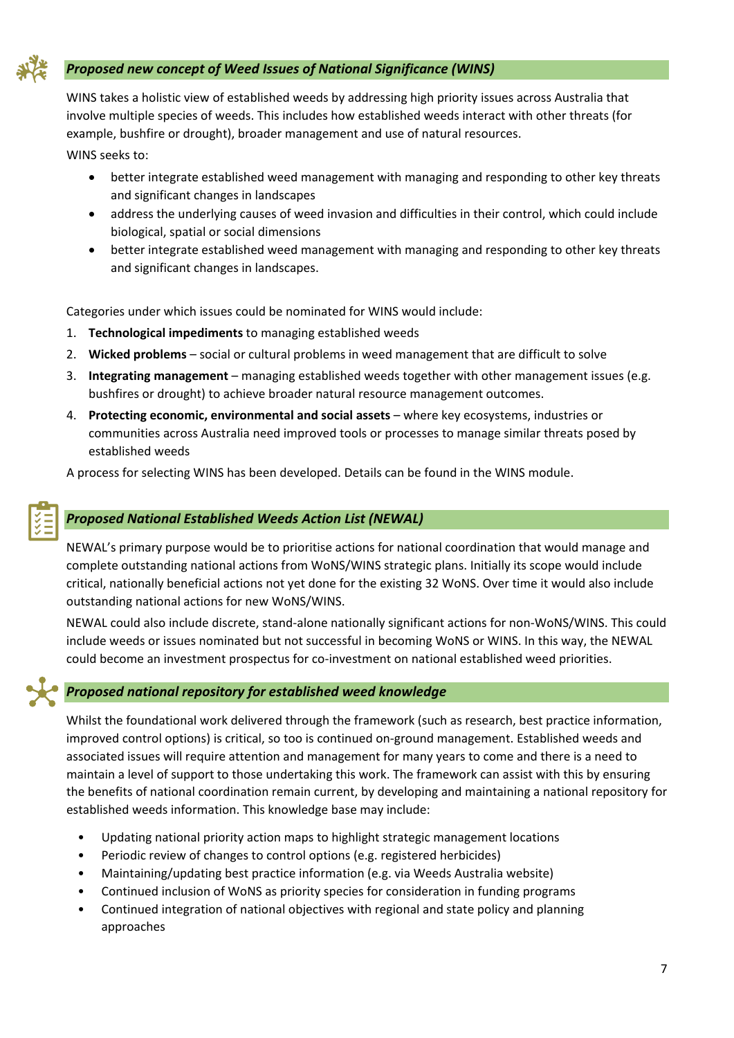### *Proposed new concept of Weed Issues of National Significance (WINS)*

WINS takes a holistic view of established weeds by addressing high priority issues across Australia that involve multiple species of weeds. This includes how established weeds interact with other threats (for example, bushfire or drought), broader management and use of natural resources.

WINS seeks to:

- better integrate established weed management with managing and responding to other key threats and significant changes in landscapes
- address the underlying causes of weed invasion and difficulties in their control, which could include biological, spatial or social dimensions
- better integrate established weed management with managing and responding to other key threats and significant changes in landscapes.

Categories under which issues could be nominated for WINS would include:

1. **Technological impediments** to managing established weeds
2. **Wicked problems** – social or cultural problems in weed management that are difficult to solve
3. **Integrating management** – managing established weeds together with other management issues (e.g. bushfires or drought) to achieve broader natural resource management outcomes.
4. **Protecting economic, environmental and social assets** – where key ecosystems, industries or communities across Australia need improved tools or processes to manage similar threats posed by established weeds

A process for selecting WINS has been developed. Details can be found in the WINS module.

### *Proposed National Established Weeds Action List (NEWAL)*

NEWAL's primary purpose would be to prioritise actions for national coordination that would manage and complete outstanding national actions from WoNS/WINS strategic plans. Initially its scope would include critical, nationally beneficial actions not yet done for the existing 32 WoNS. Over time it would also include outstanding national actions for new WoNS/WINS.

NEWAL could also include discrete, stand-alone nationally significant actions for non-WoNS/WINS. This could include weeds or issues nominated but not successful in becoming WoNS or WINS. In this way, the NEWAL could become an investment prospectus for co-investment on national established weed priorities.

### *Proposed national repository for established weed knowledge*

Whilst the foundational work delivered through the framework (such as research, best practice information, improved control options) is critical, so too is continued on-ground management. Established weeds and associated issues will require attention and management for many years to come and there is a need to maintain a level of support to those undertaking this work. The framework can assist with this by ensuring the benefits of national coordination remain current, by developing and maintaining a national repository for established weeds information. This knowledge base may include:

- Updating national priority action maps to highlight strategic management locations
- Periodic review of changes to control options (e.g. registered herbicides)
- Maintaining/updating best practice information (e.g. via Weeds Australia website)
- Continued inclusion of WoNS as priority species for consideration in funding programs
- Continued integration of national objectives with regional and state policy and planning approaches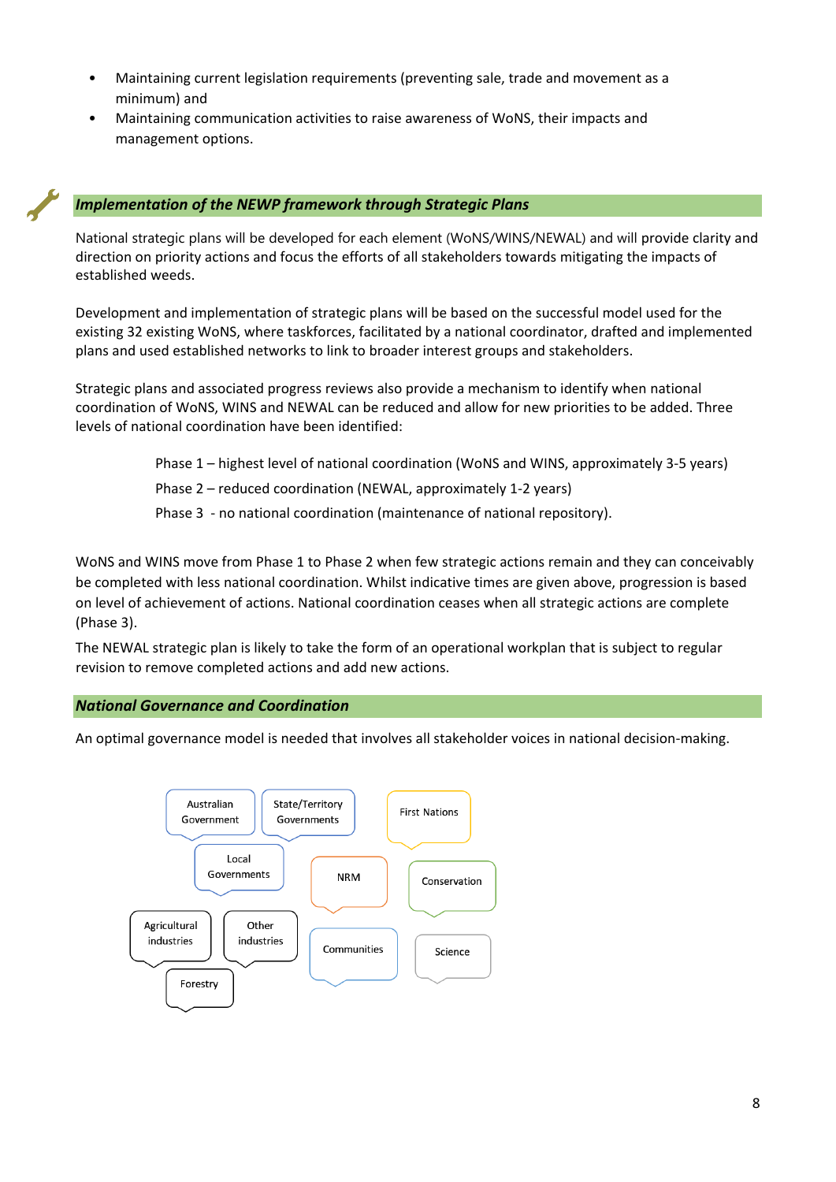- Maintaining current legislation requirements (preventing sale, trade and movement as a minimum) and
- Maintaining communication activities to raise awareness of WoNS, their impacts and management options.

## *Implementation of the NEWP framework through Strategic Plans*

National strategic plans will be developed for each element (WoNS/WINS/NEWAL) and will provide clarity and direction on priority actions and focus the efforts of all stakeholders towards mitigating the impacts of established weeds.

Development and implementation of strategic plans will be based on the successful model used for the existing 32 existing WoNS, where taskforces, facilitated by a national coordinator, drafted and implemented plans and used established networks to link to broader interest groups and stakeholders.

Strategic plans and associated progress reviews also provide a mechanism to identify when national coordination of WoNS, WINS and NEWAL can be reduced and allow for new priorities to be added. Three levels of national coordination have been identified:

Phase 1 – highest level of national coordination (WoNS and WINS, approximately 3-5 years)

Phase 2 – reduced coordination (NEWAL, approximately 1-2 years)

Phase 3 - no national coordination (maintenance of national repository).

WoNS and WINS move from Phase 1 to Phase 2 when few strategic actions remain and they can conceivably be completed with less national coordination. Whilst indicative times are given above, progression is based on level of achievement of actions. National coordination ceases when all strategic actions are complete (Phase 3).

The NEWAL strategic plan is likely to take the form of an operational workplan that is subject to regular revision to remove completed actions and add new actions.

## *National Governance and Coordination*

An optimal governance model is needed that involves all stakeholder voices in national decision-making.

Australian Government | State/Territory Governments | First Nations | Local Governments | NRM | Conservation | Agricultural industries | Other industries | Communities | Science | Forestry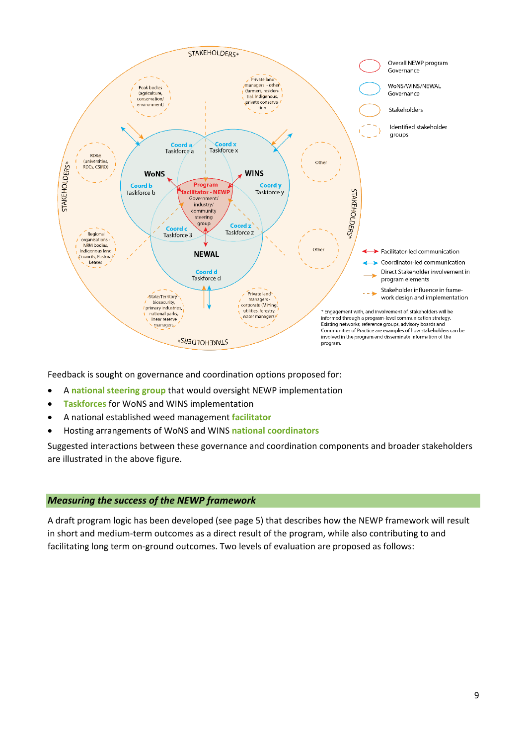\* Engagement with, and involvement of, stakeholders will be informed through a program-level communication strategy. Existing networks, reference groups, advisory boards and Communities of Practice are examples of how stakeholders can be involved in the program and disseminate information of the program.

Feedback is sought on governance and coordination options proposed for:

- A **national steering group** that would oversight NEWP implementation
- **Taskforces** for WoNS and WINS implementation
- A national established weed management **facilitator**
- Hosting arrangements of WoNS and WINS **national coordinators**

Suggested interactions between these governance and coordination components and broader stakeholders are illustrated in the above figure.

## *Measuring the success of the NEWP framework*

A draft program logic has been developed (see page 5) that describes how the NEWP framework will result in short and medium-term outcomes as a direct result of the program, while also contributing to and facilitating long term on-ground outcomes. Two levels of evaluation are proposed as follows: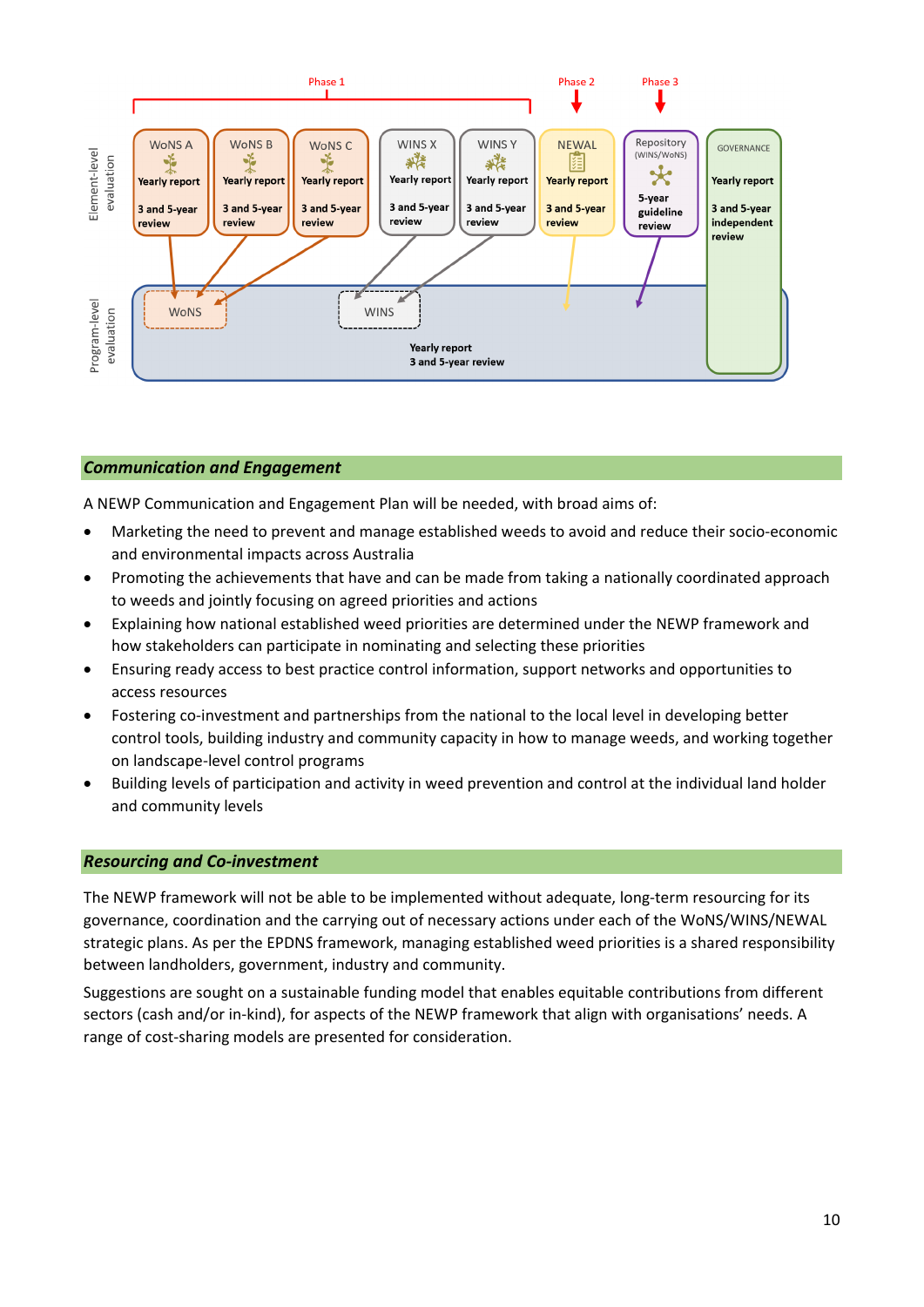Phase 1

Phase 2

Phase 3

Element-level evaluation

WoNS A
Yearly report
3 and 5-year review

WoNS B
Yearly report
3 and 5-year review

WoNS C
Yearly report
3 and 5-year review

WINS X
Yearly report
3 and 5-year review

WINS Y
Yearly report
3 and 5-year review

NEWAL
Yearly report
3 and 5-year review

Repository (WINS/WoNS)
5-year guideline review

GOVERNANCE
Yearly report
3 and 5-year independent review

Program-level evaluation

WoNS

WINS

Yearly report
3 and 5-year review

## *Communication and Engagement*

A NEWP Communication and Engagement Plan will be needed, with broad aims of:

- Marketing the need to prevent and manage established weeds to avoid and reduce their socio-economic and environmental impacts across Australia
- Promoting the achievements that have and can be made from taking a nationally coordinated approach to weeds and jointly focusing on agreed priorities and actions
- Explaining how national established weed priorities are determined under the NEWP framework and how stakeholders can participate in nominating and selecting these priorities
- Ensuring ready access to best practice control information, support networks and opportunities to access resources
- Fostering co-investment and partnerships from the national to the local level in developing better control tools, building industry and community capacity in how to manage weeds, and working together on landscape-level control programs
- Building levels of participation and activity in weed prevention and control at the individual land holder and community levels

## *Resourcing and Co-investment*

The NEWP framework will not be able to be implemented without adequate, long-term resourcing for its governance, coordination and the carrying out of necessary actions under each of the WoNS/WINS/NEWAL strategic plans. As per the EPDNS framework, managing established weed priorities is a shared responsibility between landholders, government, industry and community.

Suggestions are sought on a sustainable funding model that enables equitable contributions from different sectors (cash and/or in-kind), for aspects of the NEWP framework that align with organisations' needs. A range of cost-sharing models are presented for consideration.